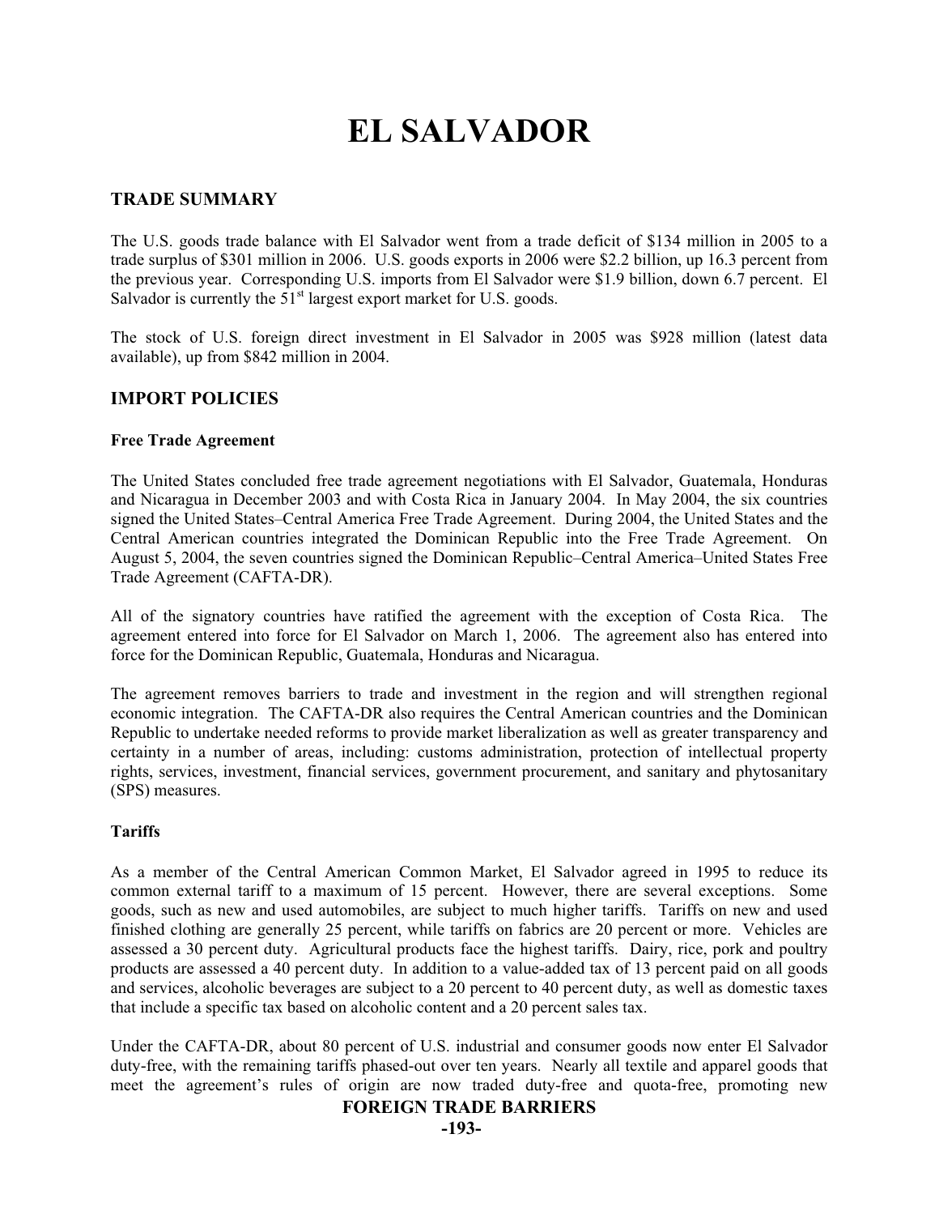# EL SALVADOR

## TRADE SUMMARY

The U.S. goods trade balance with El Salvador went from a trade deficit of $134 million in 2005 to a trade surplus of $301 million in 2006. U.S. goods exports in 2006 were $2.2 billion, up 16.3 percent from the previous year. Corresponding U.S. imports from El Salvador were $1.9 billion, down 6.7 percent. El Salvador is currently the 51st largest export market for U.S. goods.

The stock of U.S. foreign direct investment in El Salvador in 2005 was $928 million (latest data available), up from $842 million in 2004.

## IMPORT POLICIES

### Free Trade Agreement

The United States concluded free trade agreement negotiations with El Salvador, Guatemala, Honduras and Nicaragua in December 2003 and with Costa Rica in January 2004. In May 2004, the six countries signed the United States–Central America Free Trade Agreement. During 2004, the United States and the Central American countries integrated the Dominican Republic into the Free Trade Agreement. On August 5, 2004, the seven countries signed the Dominican Republic–Central America–United States Free Trade Agreement (CAFTA-DR).

All of the signatory countries have ratified the agreement with the exception of Costa Rica. The agreement entered into force for El Salvador on March 1, 2006. The agreement also has entered into force for the Dominican Republic, Guatemala, Honduras and Nicaragua.

The agreement removes barriers to trade and investment in the region and will strengthen regional economic integration. The CAFTA-DR also requires the Central American countries and the Dominican Republic to undertake needed reforms to provide market liberalization as well as greater transparency and certainty in a number of areas, including: customs administration, protection of intellectual property rights, services, investment, financial services, government procurement, and sanitary and phytosanitary (SPS) measures.

### Tariffs

As a member of the Central American Common Market, El Salvador agreed in 1995 to reduce its common external tariff to a maximum of 15 percent. However, there are several exceptions. Some goods, such as new and used automobiles, are subject to much higher tariffs. Tariffs on new and used finished clothing are generally 25 percent, while tariffs on fabrics are 20 percent or more. Vehicles are assessed a 30 percent duty. Agricultural products face the highest tariffs. Dairy, rice, pork and poultry products are assessed a 40 percent duty. In addition to a value-added tax of 13 percent paid on all goods and services, alcoholic beverages are subject to a 20 percent to 40 percent duty, as well as domestic taxes that include a specific tax based on alcoholic content and a 20 percent sales tax.

Under the CAFTA-DR, about 80 percent of U.S. industrial and consumer goods now enter El Salvador duty-free, with the remaining tariffs phased-out over ten years. Nearly all textile and apparel goods that meet the agreement's rules of origin are now traded duty-free and quota-free, promoting new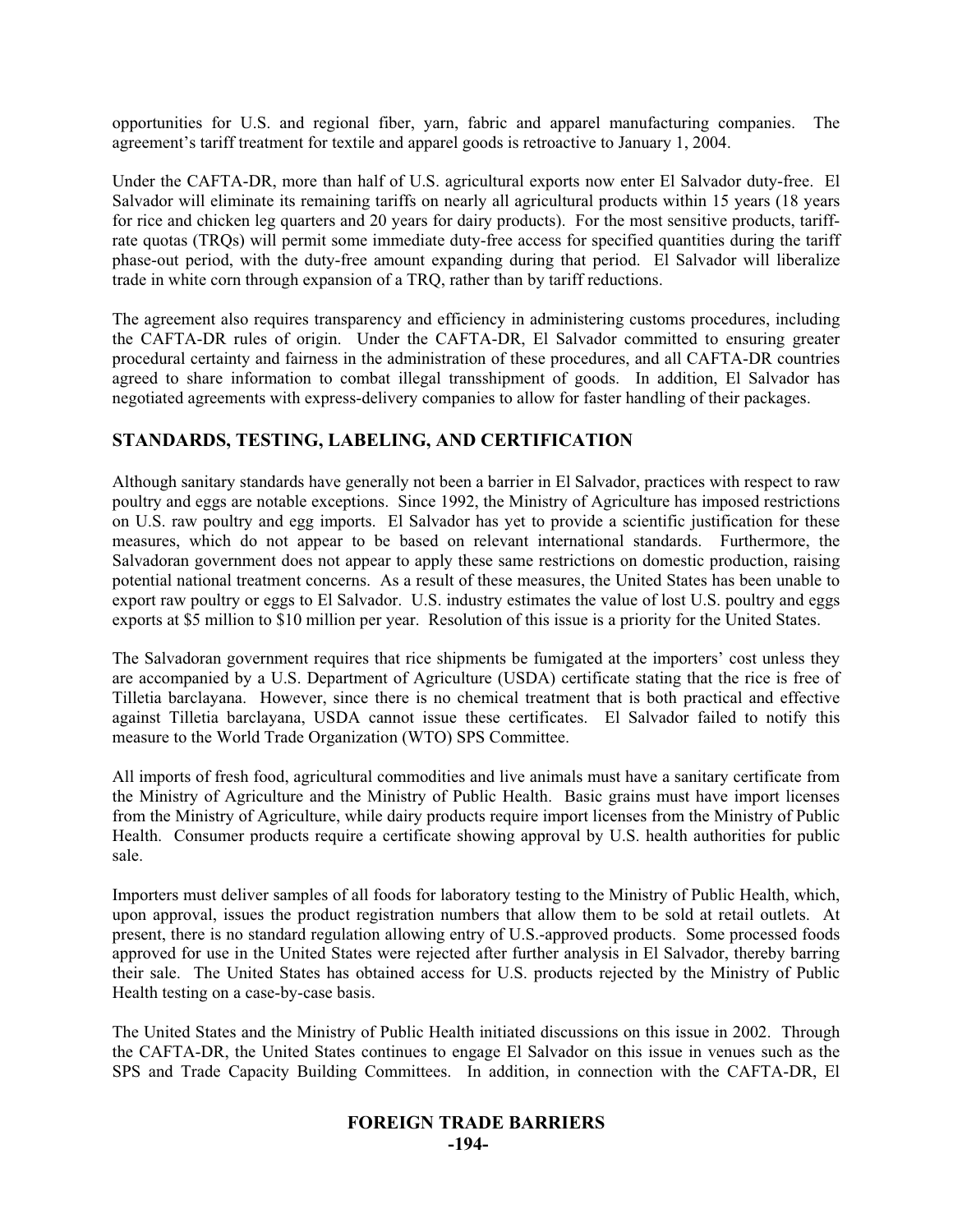opportunities for U.S. and regional fiber, yarn, fabric and apparel manufacturing companies. The agreement's tariff treatment for textile and apparel goods is retroactive to January 1, 2004.

Under the CAFTA-DR, more than half of U.S. agricultural exports now enter El Salvador duty-free. El Salvador will eliminate its remaining tariffs on nearly all agricultural products within 15 years (18 years for rice and chicken leg quarters and 20 years for dairy products). For the most sensitive products, tariff-rate quotas (TRQs) will permit some immediate duty-free access for specified quantities during the tariff phase-out period, with the duty-free amount expanding during that period. El Salvador will liberalize trade in white corn through expansion of a TRQ, rather than by tariff reductions.

The agreement also requires transparency and efficiency in administering customs procedures, including the CAFTA-DR rules of origin. Under the CAFTA-DR, El Salvador committed to ensuring greater procedural certainty and fairness in the administration of these procedures, and all CAFTA-DR countries agreed to share information to combat illegal transshipment of goods. In addition, El Salvador has negotiated agreements with express-delivery companies to allow for faster handling of their packages.

## STANDARDS, TESTING, LABELING, AND CERTIFICATION

Although sanitary standards have generally not been a barrier in El Salvador, practices with respect to raw poultry and eggs are notable exceptions. Since 1992, the Ministry of Agriculture has imposed restrictions on U.S. raw poultry and egg imports. El Salvador has yet to provide a scientific justification for these measures, which do not appear to be based on relevant international standards. Furthermore, the Salvadoran government does not appear to apply these same restrictions on domestic production, raising potential national treatment concerns. As a result of these measures, the United States has been unable to export raw poultry or eggs to El Salvador. U.S. industry estimates the value of lost U.S. poultry and eggs exports at $5 million to $10 million per year. Resolution of this issue is a priority for the United States.

The Salvadoran government requires that rice shipments be fumigated at the importers' cost unless they are accompanied by a U.S. Department of Agriculture (USDA) certificate stating that the rice is free of Tilletia barclayana. However, since there is no chemical treatment that is both practical and effective against Tilletia barclayana, USDA cannot issue these certificates. El Salvador failed to notify this measure to the World Trade Organization (WTO) SPS Committee.

All imports of fresh food, agricultural commodities and live animals must have a sanitary certificate from the Ministry of Agriculture and the Ministry of Public Health. Basic grains must have import licenses from the Ministry of Agriculture, while dairy products require import licenses from the Ministry of Public Health. Consumer products require a certificate showing approval by U.S. health authorities for public sale.

Importers must deliver samples of all foods for laboratory testing to the Ministry of Public Health, which, upon approval, issues the product registration numbers that allow them to be sold at retail outlets. At present, there is no standard regulation allowing entry of U.S.-approved products. Some processed foods approved for use in the United States were rejected after further analysis in El Salvador, thereby barring their sale. The United States has obtained access for U.S. products rejected by the Ministry of Public Health testing on a case-by-case basis.

The United States and the Ministry of Public Health initiated discussions on this issue in 2002. Through the CAFTA-DR, the United States continues to engage El Salvador on this issue in venues such as the SPS and Trade Capacity Building Committees. In addition, in connection with the CAFTA-DR, El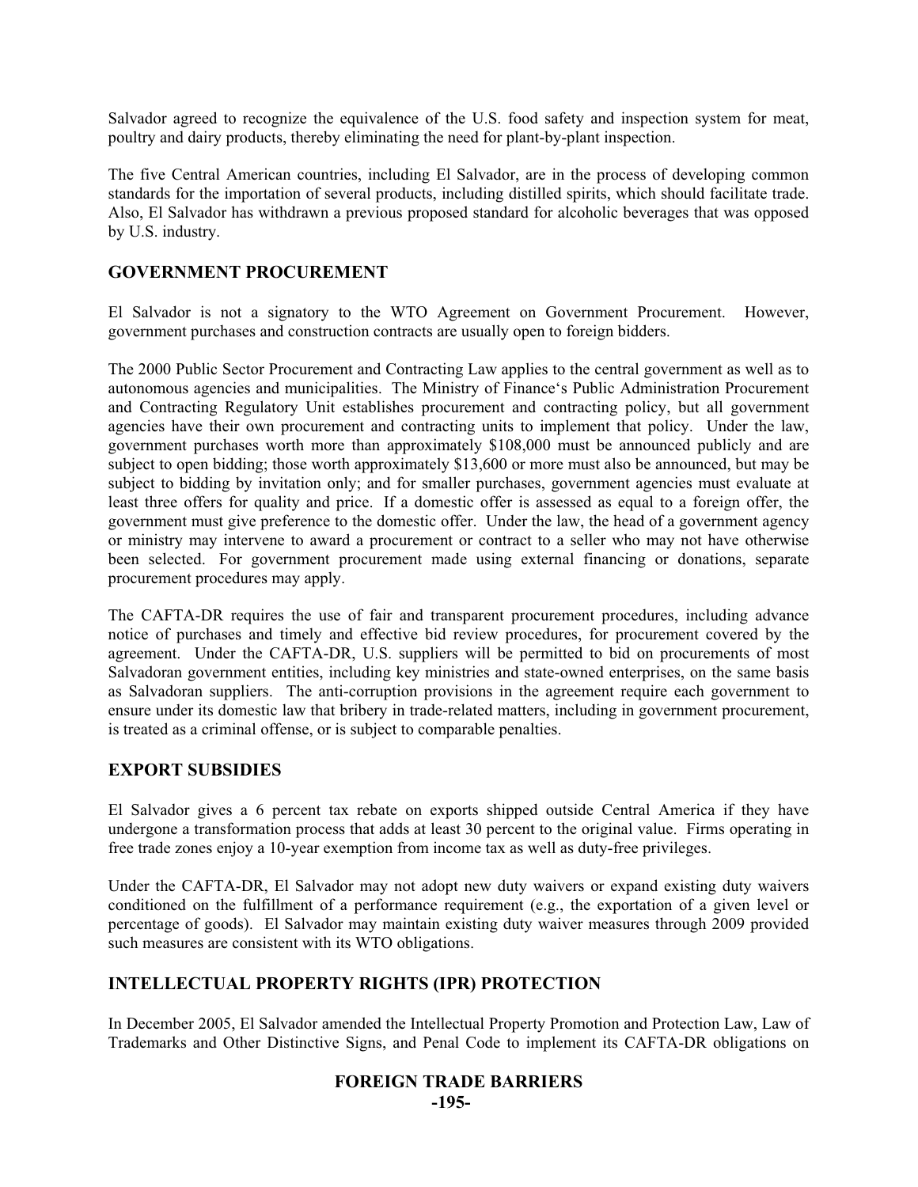Salvador agreed to recognize the equivalence of the U.S. food safety and inspection system for meat, poultry and dairy products, thereby eliminating the need for plant-by-plant inspection.

The five Central American countries, including El Salvador, are in the process of developing common standards for the importation of several products, including distilled spirits, which should facilitate trade. Also, El Salvador has withdrawn a previous proposed standard for alcoholic beverages that was opposed by U.S. industry.

## GOVERNMENT PROCUREMENT

El Salvador is not a signatory to the WTO Agreement on Government Procurement. However, government purchases and construction contracts are usually open to foreign bidders.

The 2000 Public Sector Procurement and Contracting Law applies to the central government as well as to autonomous agencies and municipalities. The Ministry of Finance's Public Administration Procurement and Contracting Regulatory Unit establishes procurement and contracting policy, but all government agencies have their own procurement and contracting units to implement that policy. Under the law, government purchases worth more than approximately $108,000 must be announced publicly and are subject to open bidding; those worth approximately $13,600 or more must also be announced, but may be subject to bidding by invitation only; and for smaller purchases, government agencies must evaluate at least three offers for quality and price. If a domestic offer is assessed as equal to a foreign offer, the government must give preference to the domestic offer. Under the law, the head of a government agency or ministry may intervene to award a procurement or contract to a seller who may not have otherwise been selected. For government procurement made using external financing or donations, separate procurement procedures may apply.

The CAFTA-DR requires the use of fair and transparent procurement procedures, including advance notice of purchases and timely and effective bid review procedures, for procurement covered by the agreement. Under the CAFTA-DR, U.S. suppliers will be permitted to bid on procurements of most Salvadoran government entities, including key ministries and state-owned enterprises, on the same basis as Salvadoran suppliers. The anti-corruption provisions in the agreement require each government to ensure under its domestic law that bribery in trade-related matters, including in government procurement, is treated as a criminal offense, or is subject to comparable penalties.

## EXPORT SUBSIDIES

El Salvador gives a 6 percent tax rebate on exports shipped outside Central America if they have undergone a transformation process that adds at least 30 percent to the original value. Firms operating in free trade zones enjoy a 10-year exemption from income tax as well as duty-free privileges.

Under the CAFTA-DR, El Salvador may not adopt new duty waivers or expand existing duty waivers conditioned on the fulfillment of a performance requirement (e.g., the exportation of a given level or percentage of goods). El Salvador may maintain existing duty waiver measures through 2009 provided such measures are consistent with its WTO obligations.

## INTELLECTUAL PROPERTY RIGHTS (IPR) PROTECTION

In December 2005, El Salvador amended the Intellectual Property Promotion and Protection Law, Law of Trademarks and Other Distinctive Signs, and Penal Code to implement its CAFTA-DR obligations on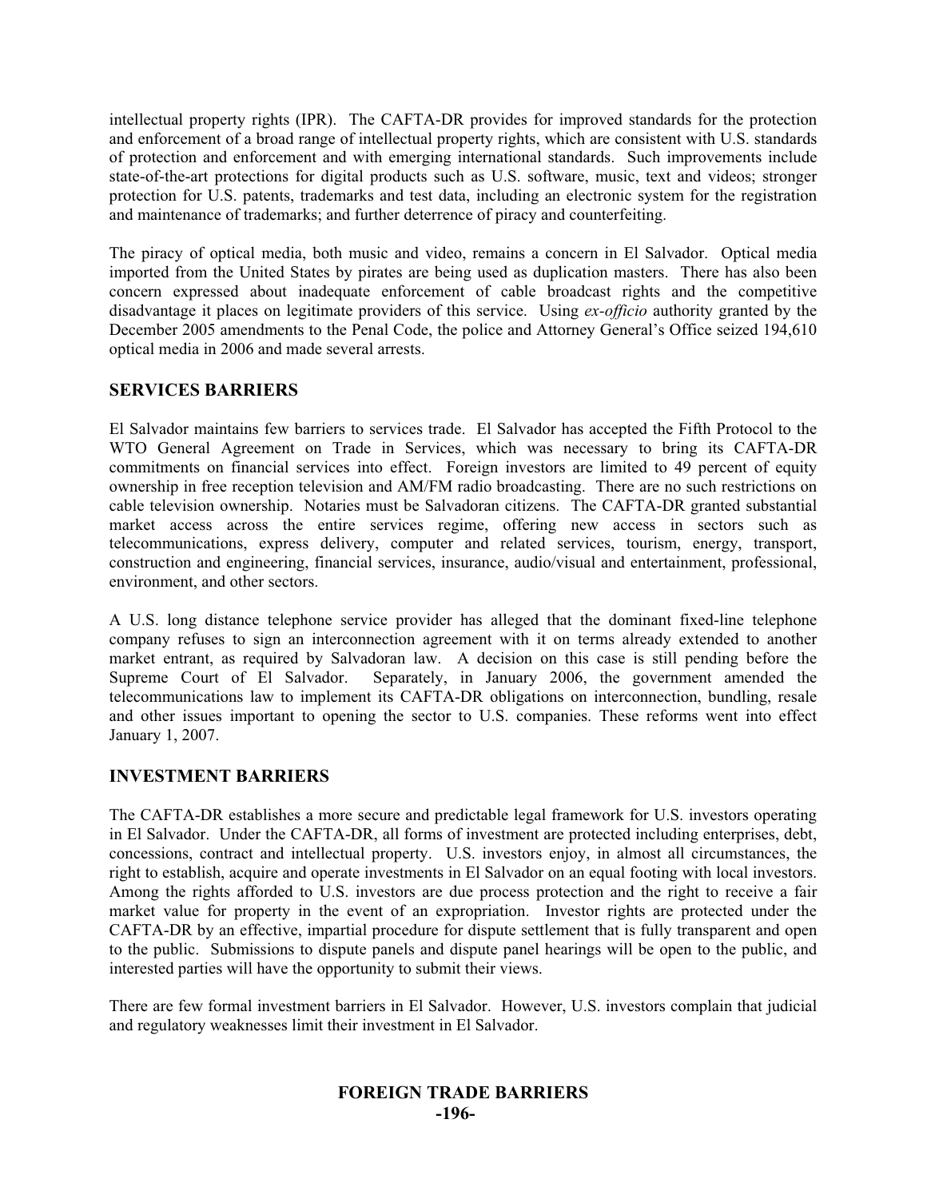intellectual property rights (IPR). The CAFTA-DR provides for improved standards for the protection and enforcement of a broad range of intellectual property rights, which are consistent with U.S. standards of protection and enforcement and with emerging international standards. Such improvements include state-of-the-art protections for digital products such as U.S. software, music, text and videos; stronger protection for U.S. patents, trademarks and test data, including an electronic system for the registration and maintenance of trademarks; and further deterrence of piracy and counterfeiting.

The piracy of optical media, both music and video, remains a concern in El Salvador. Optical media imported from the United States by pirates are being used as duplication masters. There has also been concern expressed about inadequate enforcement of cable broadcast rights and the competitive disadvantage it places on legitimate providers of this service. Using *ex-officio* authority granted by the December 2005 amendments to the Penal Code, the police and Attorney General's Office seized 194,610 optical media in 2006 and made several arrests.

## SERVICES BARRIERS

El Salvador maintains few barriers to services trade. El Salvador has accepted the Fifth Protocol to the WTO General Agreement on Trade in Services, which was necessary to bring its CAFTA-DR commitments on financial services into effect. Foreign investors are limited to 49 percent of equity ownership in free reception television and AM/FM radio broadcasting. There are no such restrictions on cable television ownership. Notaries must be Salvadoran citizens. The CAFTA-DR granted substantial market access across the entire services regime, offering new access in sectors such as telecommunications, express delivery, computer and related services, tourism, energy, transport, construction and engineering, financial services, insurance, audio/visual and entertainment, professional, environment, and other sectors.

A U.S. long distance telephone service provider has alleged that the dominant fixed-line telephone company refuses to sign an interconnection agreement with it on terms already extended to another market entrant, as required by Salvadoran law. A decision on this case is still pending before the Supreme Court of El Salvador. Separately, in January 2006, the government amended the telecommunications law to implement its CAFTA-DR obligations on interconnection, bundling, resale and other issues important to opening the sector to U.S. companies. These reforms went into effect January 1, 2007.

## INVESTMENT BARRIERS

The CAFTA-DR establishes a more secure and predictable legal framework for U.S. investors operating in El Salvador. Under the CAFTA-DR, all forms of investment are protected including enterprises, debt, concessions, contract and intellectual property. U.S. investors enjoy, in almost all circumstances, the right to establish, acquire and operate investments in El Salvador on an equal footing with local investors. Among the rights afforded to U.S. investors are due process protection and the right to receive a fair market value for property in the event of an expropriation. Investor rights are protected under the CAFTA-DR by an effective, impartial procedure for dispute settlement that is fully transparent and open to the public. Submissions to dispute panels and dispute panel hearings will be open to the public, and interested parties will have the opportunity to submit their views.

There are few formal investment barriers in El Salvador. However, U.S. investors complain that judicial and regulatory weaknesses limit their investment in El Salvador.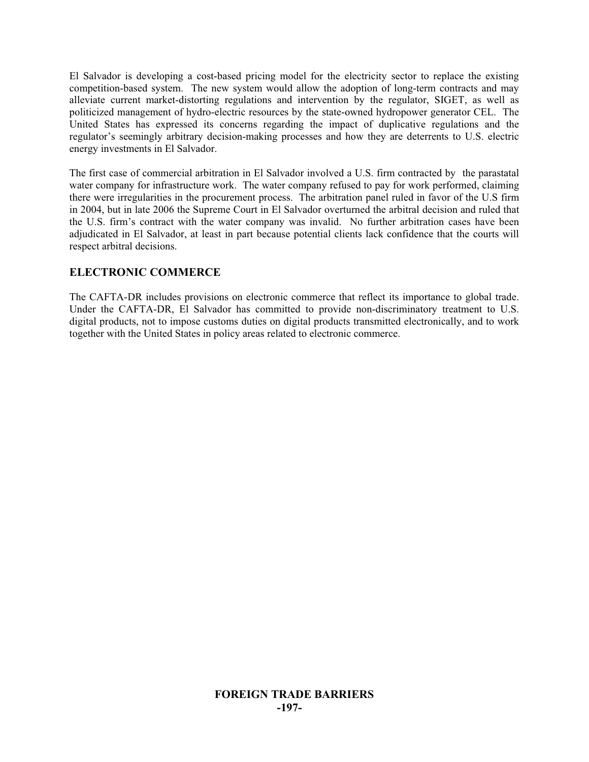El Salvador is developing a cost-based pricing model for the electricity sector to replace the existing competition-based system. The new system would allow the adoption of long-term contracts and may alleviate current market-distorting regulations and intervention by the regulator, SIGET, as well as politicized management of hydro-electric resources by the state-owned hydropower generator CEL. The United States has expressed its concerns regarding the impact of duplicative regulations and the regulator's seemingly arbitrary decision-making processes and how they are deterrents to U.S. electric energy investments in El Salvador.

The first case of commercial arbitration in El Salvador involved a U.S. firm contracted by the parastatal water company for infrastructure work. The water company refused to pay for work performed, claiming there were irregularities in the procurement process. The arbitration panel ruled in favor of the U.S firm in 2004, but in late 2006 the Supreme Court in El Salvador overturned the arbitral decision and ruled that the U.S. firm's contract with the water company was invalid. No further arbitration cases have been adjudicated in El Salvador, at least in part because potential clients lack confidence that the courts will respect arbitral decisions.

## ELECTRONIC COMMERCE

The CAFTA-DR includes provisions on electronic commerce that reflect its importance to global trade. Under the CAFTA-DR, El Salvador has committed to provide non-discriminatory treatment to U.S. digital products, not to impose customs duties on digital products transmitted electronically, and to work together with the United States in policy areas related to electronic commerce.